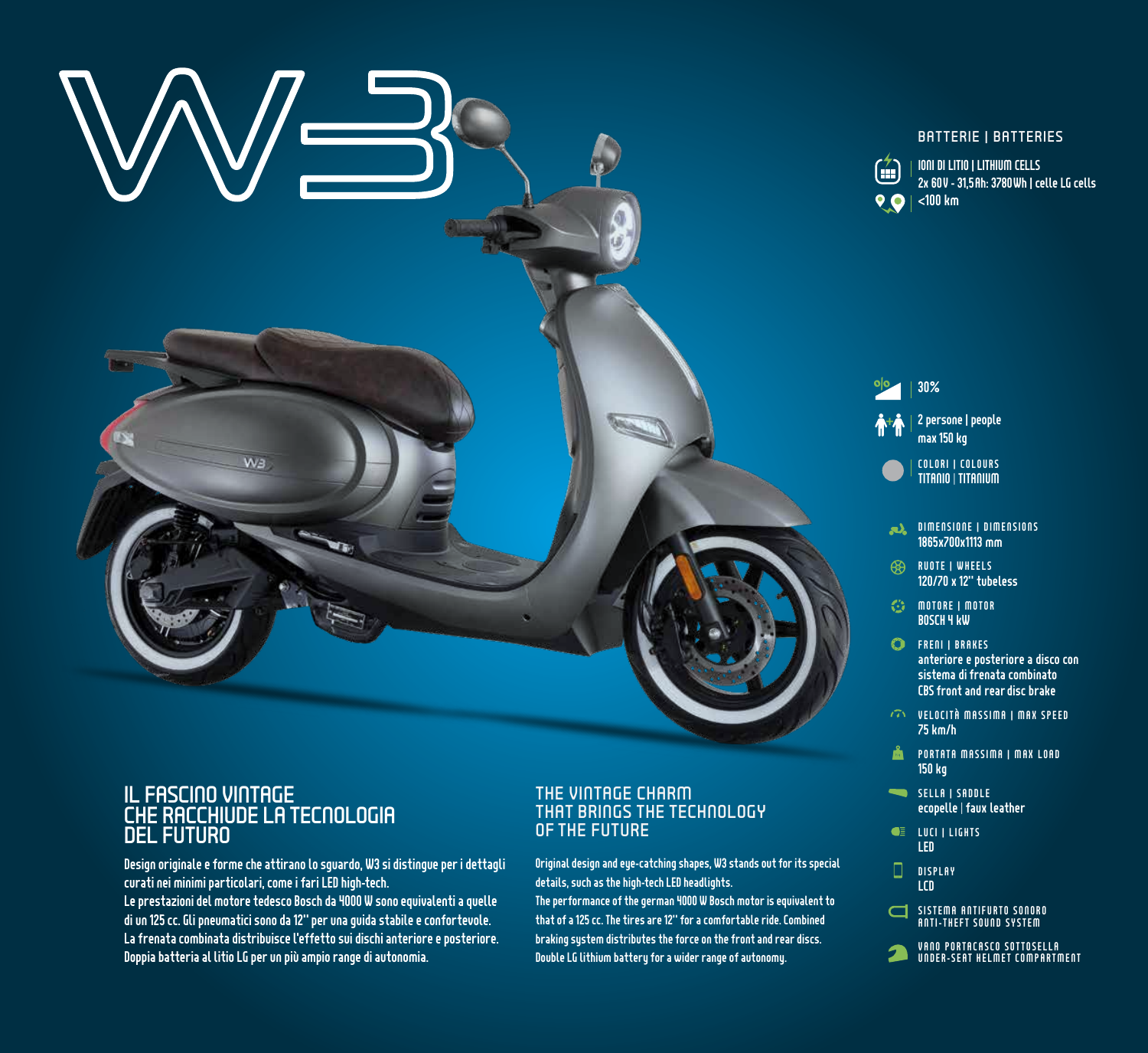# W3

## BATTERIE | BATTERIES

IONI DI LITIO | LITHIUM CELLS
2x 60V - 31,5Ah: 3780Wh | celle LG cells
<100 km

30%

2 persone | people
max 150 kg

COLORI | COLOURS
TITANIO | TITANIUM

DIMENSIONE | DIMENSIONS
1865x700x1113 mm

RUOTE | WHEELS
120/70 x 12" tubeless

MOTORE | MOTOR
BOSCH 4 kW

FRENI | BRAKES
anteriore e posteriore a disco con sistema di frenata combinato
CBS front and rear disc brake

VELOCITÀ MASSIMA | MAX SPEED
75 km/h

PORTATA MASSIMA | MAX LOAD
150 kg

SELLA | SADDLE
ecopelle | faux leather

LUCI | LIGHTS
LED

DISPLAY
LCD

SISTEMA ANTIFURTO SONORO
ANTI-THEFT SOUND SYSTEM

VANO PORTACASCO SOTTOSELLA
UNDER-SEAT HELMET COMPARTMENT

## IL FASCINO VINTAGE CHE RACCHIUDE LA TECNOLOGIA DEL FUTURO

**Design originale e forme che attirano lo sguardo, W3 si distingue per i dettagli curati nei minimi particolari, come i fari LED high-tech.**
**Le prestazioni del motore tedesco Bosch da 4000 W sono equivalenti a quelle di un 125 cc. Gli pneumatici sono da 12" per una guida stabile e confortevole.**
**La frenata combinata distribuisce l'effetto sui dischi anteriore e posteriore.**
**Doppia batteria al litio LG per un più ampio range di autonomia.**

## THE VINTAGE CHARM THAT BRINGS THE TECHNOLOGY OF THE FUTURE

**Original design and eye-catching shapes, W3 stands out for its special details, such as the high-tech LED headlights.**
**The performance of the german 4000 W Bosch motor is equivalent to that of a 125 cc. The tires are 12" for a comfortable ride. Combined braking system distributes the force on the front and rear discs.**
**Double LG lithium battery for a wider range of autonomy.**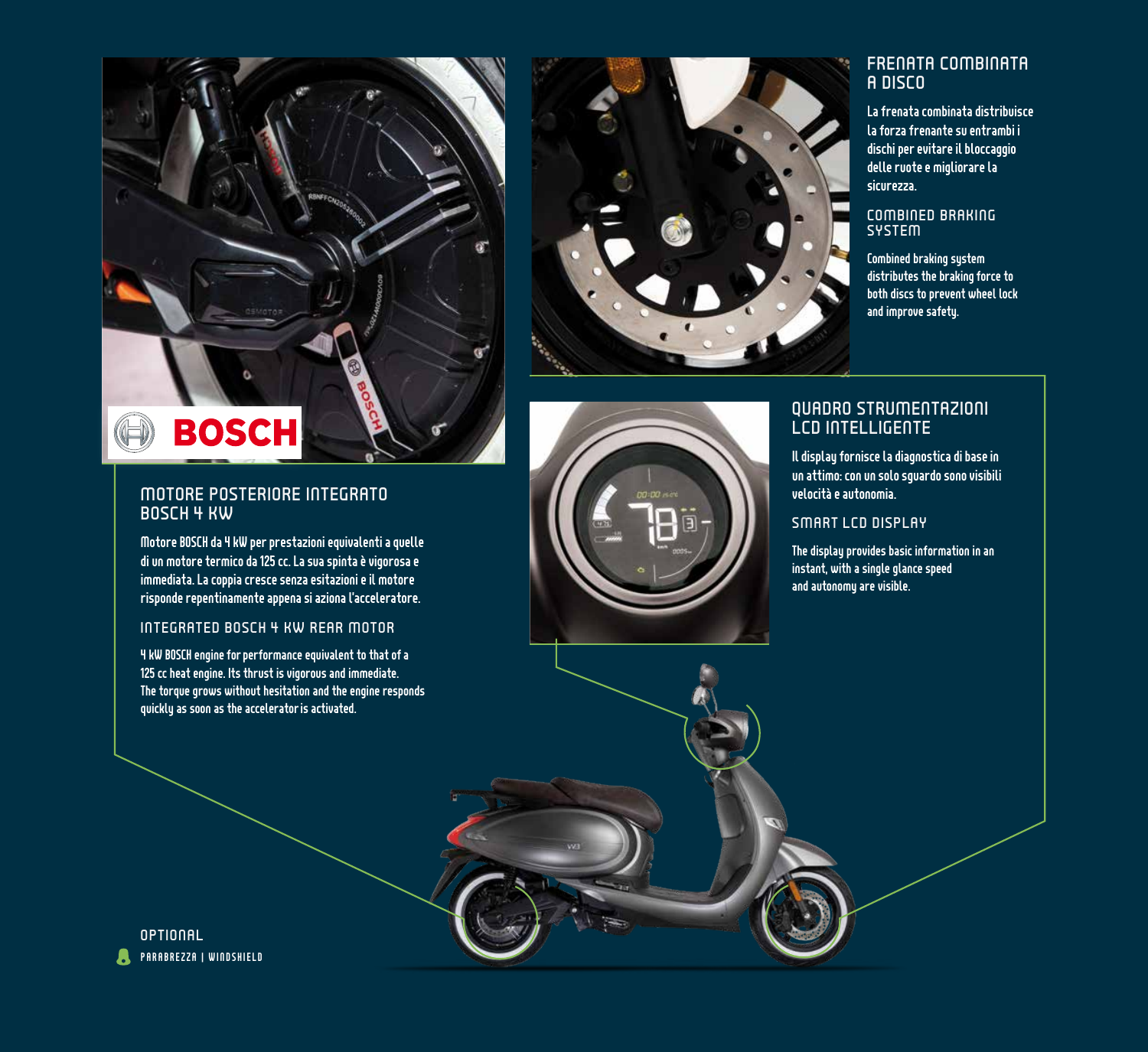## FRENATA COMBINATA A DISCO

La frenata combinata distribuisce la forza frenante su entrambi i dischi per evitare il bloccaggio delle ruote e migliorare la sicurezza.

## COMBINED BRAKING SYSTEM

Combined braking system distributes the braking force to both discs to prevent wheel lock and improve safety.

## MOTORE POSTERIORE INTEGRATO BOSCH 4 KW

Motore BOSCH da 4 kW per prestazioni equivalenti a quelle di un motore termico da 125 cc. La sua spinta è vigorosa e immediata. La coppia cresce senza esitazioni e il motore risponde repentinamente appena si aziona l'acceleratore.

## INTEGRATED BOSCH 4 KW REAR MOTOR

4 kW BOSCH engine for performance equivalent to that of a 125 cc heat engine. Its thrust is vigorous and immediate. The torque grows without hesitation and the engine responds quickly as soon as the accelerator is activated.

## QUADRO STRUMENTAZIONI LCD INTELLIGENTE

Il display fornisce la diagnostica di base in un attimo: con un solo sguardo sono visibili velocità e autonomia.

## SMART LCD DISPLAY

The display provides basic information in an instant, with a single glance speed and autonomy are visible.

OPTIONAL

PARABREZZA | WINDSHIELD